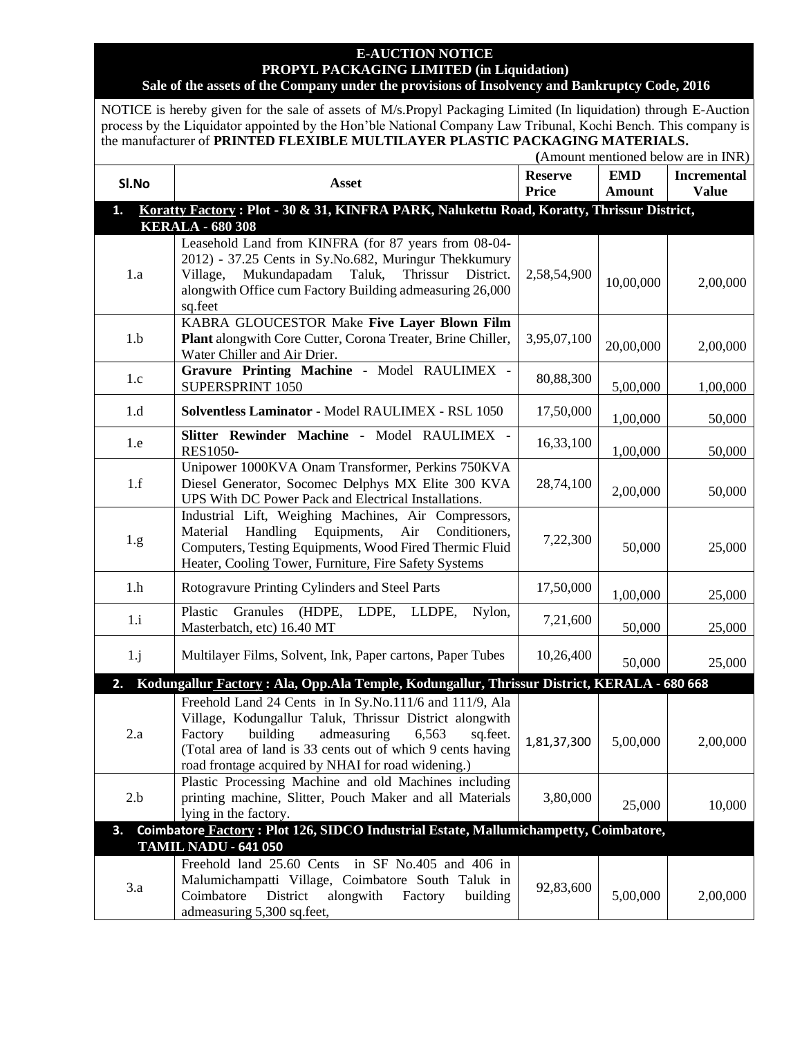# E-AUCTION NOTICE
## PROPYL PACKAGING LIMITED (in Liquidation)
### Sale of the assets of the Company under the provisions of Insolvency and Bankruptcy Code, 2016

NOTICE is hereby given for the sale of assets of M/s.Propyl Packaging Limited (In liquidation) through E-Auction process by the Liquidator appointed by the Hon'ble National Company Law Tribunal, Kochi Bench. This company is the manufacturer of **PRINTED FLEXIBLE MULTILAYER PLASTIC PACKAGING MATERIALS.**

(Amount mentioned below are in INR)

| Sl.No | Asset | Reserve Price | EMD Amount | Incremental Value |
|---|---|---|---|---|
| **1.** | **Koratty Factory : Plot - 30 & 31, KINFRA PARK, Nalukettu Road, Koratty, Thrissur District, KERALA - 680 308** | | | |
| 1.a | Leasehold Land from KINFRA (for 87 years from 08-04-2012) - 37.25 Cents in Sy.No.682, Muringur Thekkumury Village, Mukundapadam Taluk, Thrissur District. alongwith Office cum Factory Building admeasuring 26,000 sq.feet | 2,58,54,900 | 10,00,000 | 2,00,000 |
| 1.b | KABRA GLOUCESTOR Make **Five Layer Blown Film Plant** alongwith Core Cutter, Corona Treater, Brine Chiller, Water Chiller and Air Drier. | 3,95,07,100 | 20,00,000 | 2,00,000 |
| 1.c | **Gravure Printing Machine** - Model RAULIMEX - SUPERSPRINT 1050 | 80,88,300 | 5,00,000 | 1,00,000 |
| 1.d | **Solventless Laminator** - Model RAULIMEX - RSL 1050 | 17,50,000 | 1,00,000 | 50,000 |
| 1.e | **Slitter Rewinder Machine** - Model RAULIMEX - RES1050- | 16,33,100 | 1,00,000 | 50,000 |
| 1.f | Unipower 1000KVA Onam Transformer, Perkins 750KVA Diesel Generator, Socomec Delphys MX Elite 300 KVA UPS With DC Power Pack and Electrical Installations. | 28,74,100 | 2,00,000 | 50,000 |
| 1.g | Industrial Lift, Weighing Machines, Air Compressors, Material Handling Equipments, Air Conditioners, Computers, Testing Equipments, Wood Fired Thermic Fluid Heater, Cooling Tower, Furniture, Fire Safety Systems | 7,22,300 | 50,000 | 25,000 |
| 1.h | Rotogravure Printing Cylinders and Steel Parts | 17,50,000 | 1,00,000 | 25,000 |
| 1.i | Plastic Granules (HDPE, LDPE, LLDPE, Nylon, Masterbatch, etc) 16.40 MT | 7,21,600 | 50,000 | 25,000 |
| 1.j | Multilayer Films, Solvent, Ink, Paper cartons, Paper Tubes | 10,26,400 | 50,000 | 25,000 |
| **2.** | **Kodungallur Factory : Ala, Opp.Ala Temple, Kodungallur, Thrissur District, KERALA - 680 668** | | | |
| 2.a | Freehold Land 24 Cents in In Sy.No.111/6 and 111/9, Ala Village, Kodungallur Taluk, Thrissur District alongwith Factory building admeasuring 6,563 sq.feet. (Total area of land is 33 cents out of which 9 cents having road frontage acquired by NHAI for road widening.) | 1,81,37,300 | 5,00,000 | 2,00,000 |
| 2.b | Plastic Processing Machine and old Machines including printing machine, Slitter, Pouch Maker and all Materials lying in the factory. | 3,80,000 | 25,000 | 10,000 |
| **3.** | **Coimbatore Factory : Plot 126, SIDCO Industrial Estate, Mallumichampetty, Coimbatore, TAMIL NADU - 641 050** | | | |
| 3.a | Freehold land 25.60 Cents in SF No.405 and 406 in Malumichampatti Village, Coimbatore South Taluk in Coimbatore District alongwith Factory building admeasuring 5,300 sq.feet, | 92,83,600 | 5,00,000 | 2,00,000 |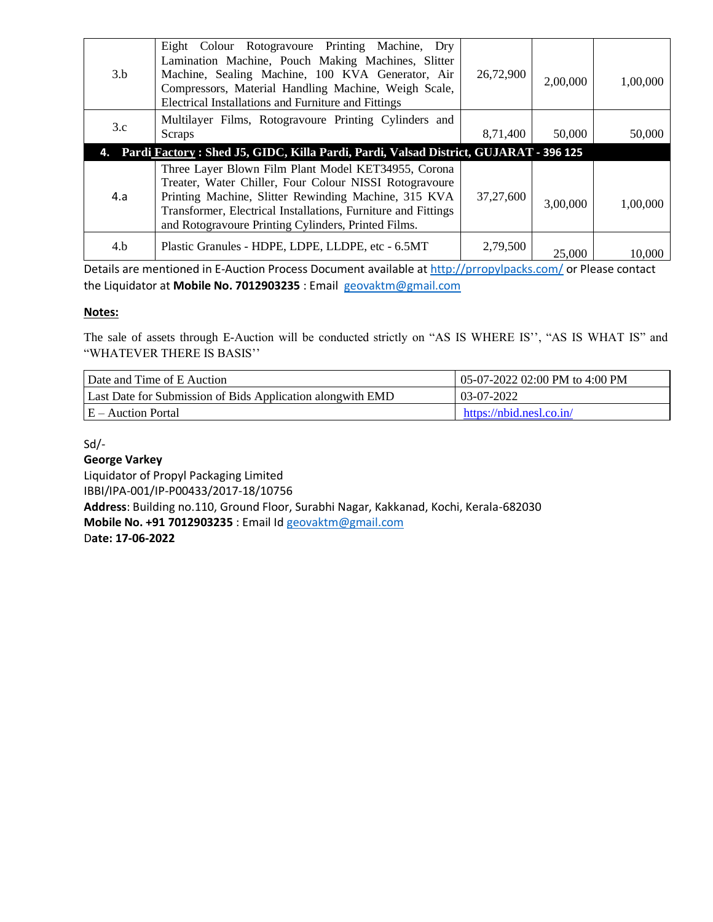| | | | | |
|---|---|---|---|---|
| 3.b | Eight Colour Rotogravoure Printing Machine, Dry Lamination Machine, Pouch Making Machines, Slitter Machine, Sealing Machine, 100 KVA Generator, Air Compressors, Material Handling Machine, Weigh Scale, Electrical Installations and Furniture and Fittings | 26,72,900 | 2,00,000 | 1,00,000 |
| 3.c | Multilayer Films, Rotogravoure Printing Cylinders and Scraps | 8,71,400 | 50,000 | 50,000 |
| **4.** | **Pardi Factory : Shed J5, GIDC, Killa Pardi, Pardi, Valsad District, GUJARAT - 396 125** | | | |
| 4.a | Three Layer Blown Film Plant Model KET34955, Corona Treater, Water Chiller, Four Colour NISSI Rotogravoure Printing Machine, Slitter Rewinding Machine, 315 KVA Transformer, Electrical Installations, Furniture and Fittings and Rotogravoure Printing Cylinders, Printed Films. | 37,27,600 | 3,00,000 | 1,00,000 |
| 4.b | Plastic Granules - HDPE, LDPE, LLDPE, etc - 6.5MT | 2,79,500 | 25,000 | 10,000 |

Details are mentioned in E-Auction Process Document available at http://prropylpacks.com/ or Please contact the Liquidator at **Mobile No. 7012903235** : Email geovaktm@gmail.com

**Notes:**

The sale of assets through E-Auction will be conducted strictly on "AS IS WHERE IS'', "AS IS WHAT IS" and "WHATEVER THERE IS BASIS''

| | |
|---|---|
| Date and Time of E Auction | 05-07-2022 02:00 PM to 4:00 PM |
| Last Date for Submission of Bids Application alongwith EMD | 03-07-2022 |
| E – Auction Portal | https://nbid.nesl.co.in/ |

Sd/-

**George Varkey**

Liquidator of Propyl Packaging Limited

IBBI/IPA-001/IP-P00433/2017-18/10756

**Address**: Building no.110, Ground Floor, Surabhi Nagar, Kakkanad, Kochi, Kerala-682030

**Mobile No. +91 7012903235** : Email Id geovaktm@gmail.com

**Date: 17-06-2022**